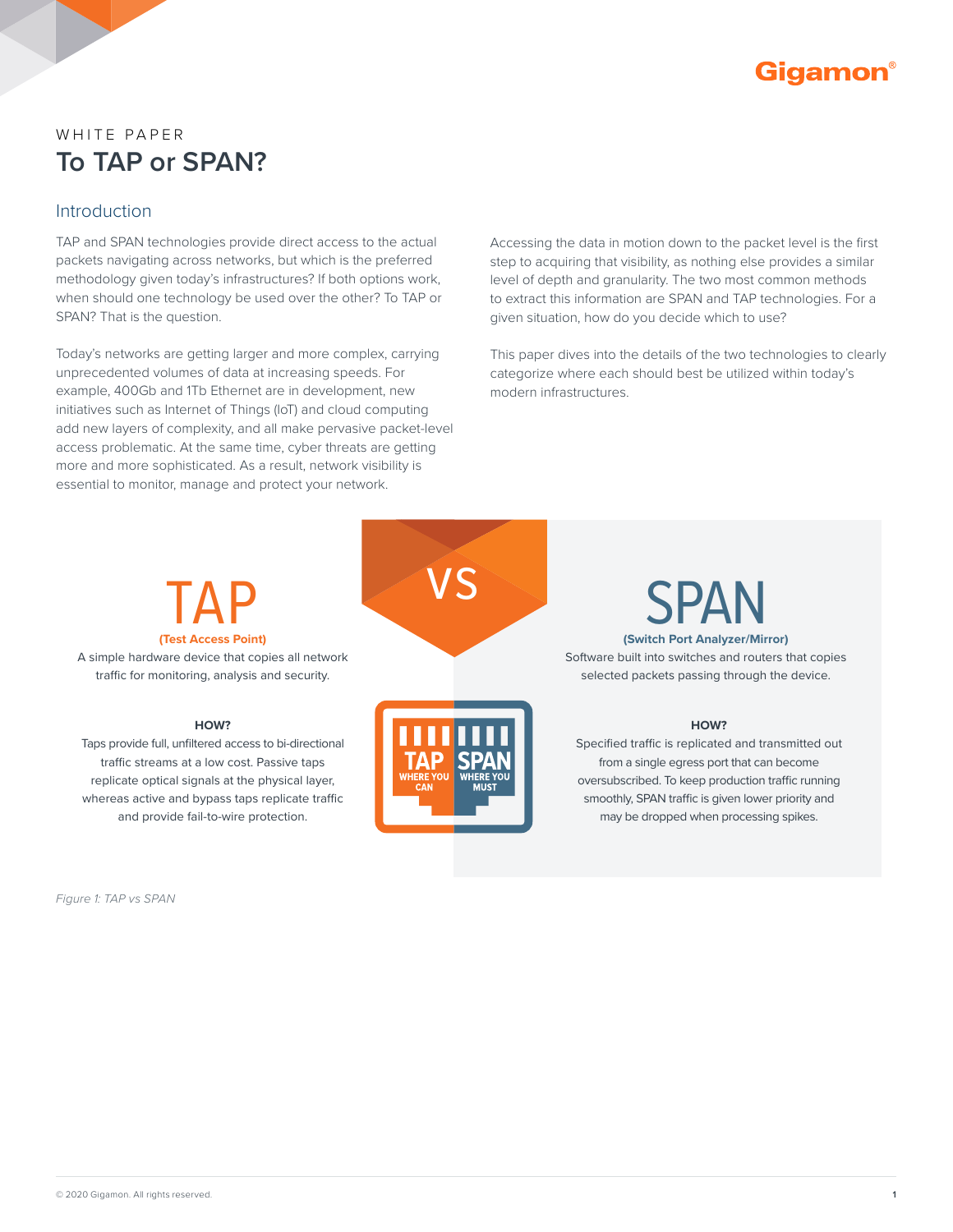WHITE PAPER

# To TAP or SPAN?

## Introduction

TAP and SPAN technologies provide direct access to the actual packets navigating across networks, but which is the preferred methodology given today's infrastructures? If both options work, when should one technology be used over the other? To TAP or SPAN? That is the question.

Today's networks are getting larger and more complex, carrying unprecedented volumes of data at increasing speeds. For example, 400Gb and 1Tb Ethernet are in development, new initiatives such as Internet of Things (IoT) and cloud computing add new layers of complexity, and all make pervasive packet-level access problematic. At the same time, cyber threats are getting more and more sophisticated. As a result, network visibility is essential to monitor, manage and protect your network.

Accessing the data in motion down to the packet level is the first step to acquiring that visibility, as nothing else provides a similar level of depth and granularity. The two most common methods to extract this information are SPAN and TAP technologies. For a given situation, how do you decide which to use?

This paper dives into the details of the two technologies to clearly categorize where each should best be utilized within today's modern infrastructures.

TAP

**(Test Access Point)**

A simple hardware device that copies all network traffic for monitoring, analysis and security.

**HOW?**

Taps provide full, unfiltered access to bi-directional traffic streams at a low cost. Passive taps replicate optical signals at the physical layer, whereas active and bypass taps replicate traffic and provide fail-to-wire protection.

VS

SPAN

**(Switch Port Analyzer/Mirror)**

Software built into switches and routers that copies selected packets passing through the device.

**HOW?**

Specified traffic is replicated and transmitted out from a single egress port that can become oversubscribed. To keep production traffic running smoothly, SPAN traffic is given lower priority and may be dropped when processing spikes.

TAP WHERE YOU CAN — SPAN WHERE YOU MUST

*Figure 1: TAP vs SPAN*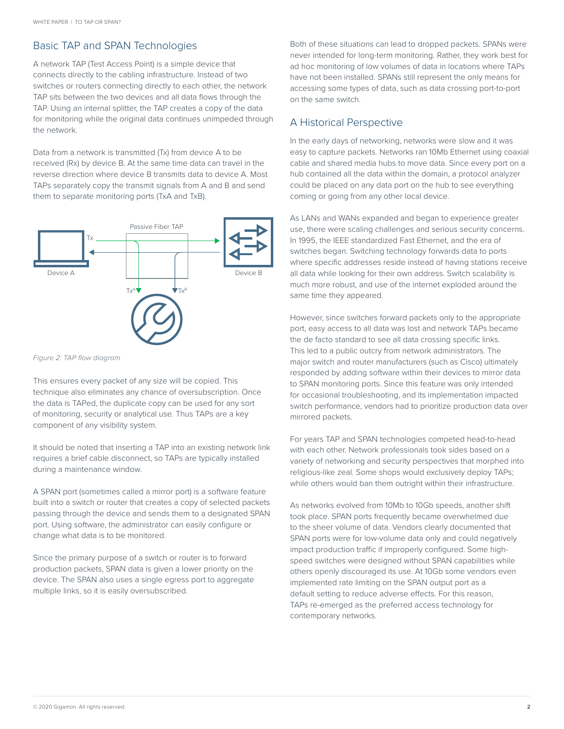## Basic TAP and SPAN Technologies

A network TAP (Test Access Point) is a simple device that connects directly to the cabling infrastructure. Instead of two switches or routers connecting directly to each other, the network TAP sits between the two devices and all data flows through the TAP. Using an internal splitter, the TAP creates a copy of the data for monitoring while the original data continues unimpeded through the network.

Data from a network is transmitted (Tx) from device A to be received (Rx) by device B. At the same time data can travel in the reverse direction where device B transmits data to device A. Most TAPs separately copy the transmit signals from A and B and send them to separate monitoring ports (TxA and TxB).

*Figure 2: TAP flow diagram*

This ensures every packet of any size will be copied. This technique also eliminates any chance of oversubscription. Once the data is TAPed, the duplicate copy can be used for any sort of monitoring, security or analytical use. Thus TAPs are a key component of any visibility system.

It should be noted that inserting a TAP into an existing network link requires a brief cable disconnect, so TAPs are typically installed during a maintenance window.

A SPAN port (sometimes called a mirror port) is a software feature built into a switch or router that creates a copy of selected packets passing through the device and sends them to a designated SPAN port. Using software, the administrator can easily configure or change what data is to be monitored.

Since the primary purpose of a switch or router is to forward production packets, SPAN data is given a lower priority on the device. The SPAN also uses a single egress port to aggregate multiple links, so it is easily oversubscribed.

Both of these situations can lead to dropped packets. SPANs were never intended for long-term monitoring. Rather, they work best for ad hoc monitoring of low volumes of data in locations where TAPs have not been installed. SPANs still represent the only means for accessing some types of data, such as data crossing port-to-port on the same switch.

## A Historical Perspective

In the early days of networking, networks were slow and it was easy to capture packets. Networks ran 10Mb Ethernet using coaxial cable and shared media hubs to move data. Since every port on a hub contained all the data within the domain, a protocol analyzer could be placed on any data port on the hub to see everything coming or going from any other local device.

As LANs and WANs expanded and began to experience greater use, there were scaling challenges and serious security concerns. In 1995, the IEEE standardized Fast Ethernet, and the era of switches began. Switching technology forwards data to ports where specific addresses reside instead of having stations receive all data while looking for their own address. Switch scalability is much more robust, and use of the internet exploded around the same time they appeared.

However, since switches forward packets only to the appropriate port, easy access to all data was lost and network TAPs became the de facto standard to see all data crossing specific links. This led to a public outcry from network administrators. The major switch and router manufacturers (such as Cisco) ultimately responded by adding software within their devices to mirror data to SPAN monitoring ports. Since this feature was only intended for occasional troubleshooting, and its implementation impacted switch performance, vendors had to prioritize production data over mirrored packets.

For years TAP and SPAN technologies competed head-to-head with each other. Network professionals took sides based on a variety of networking and security perspectives that morphed into religious-like zeal. Some shops would exclusively deploy TAPs; while others would ban them outright within their infrastructure.

As networks evolved from 10Mb to 10Gb speeds, another shift took place. SPAN ports frequently became overwhelmed due to the sheer volume of data. Vendors clearly documented that SPAN ports were for low-volume data only and could negatively impact production traffic if improperly configured. Some high-speed switches were designed without SPAN capabilities while others openly discouraged its use. At 10Gb some vendors even implemented rate limiting on the SPAN output port as a default setting to reduce adverse effects. For this reason, TAPs re-emerged as the preferred access technology for contemporary networks.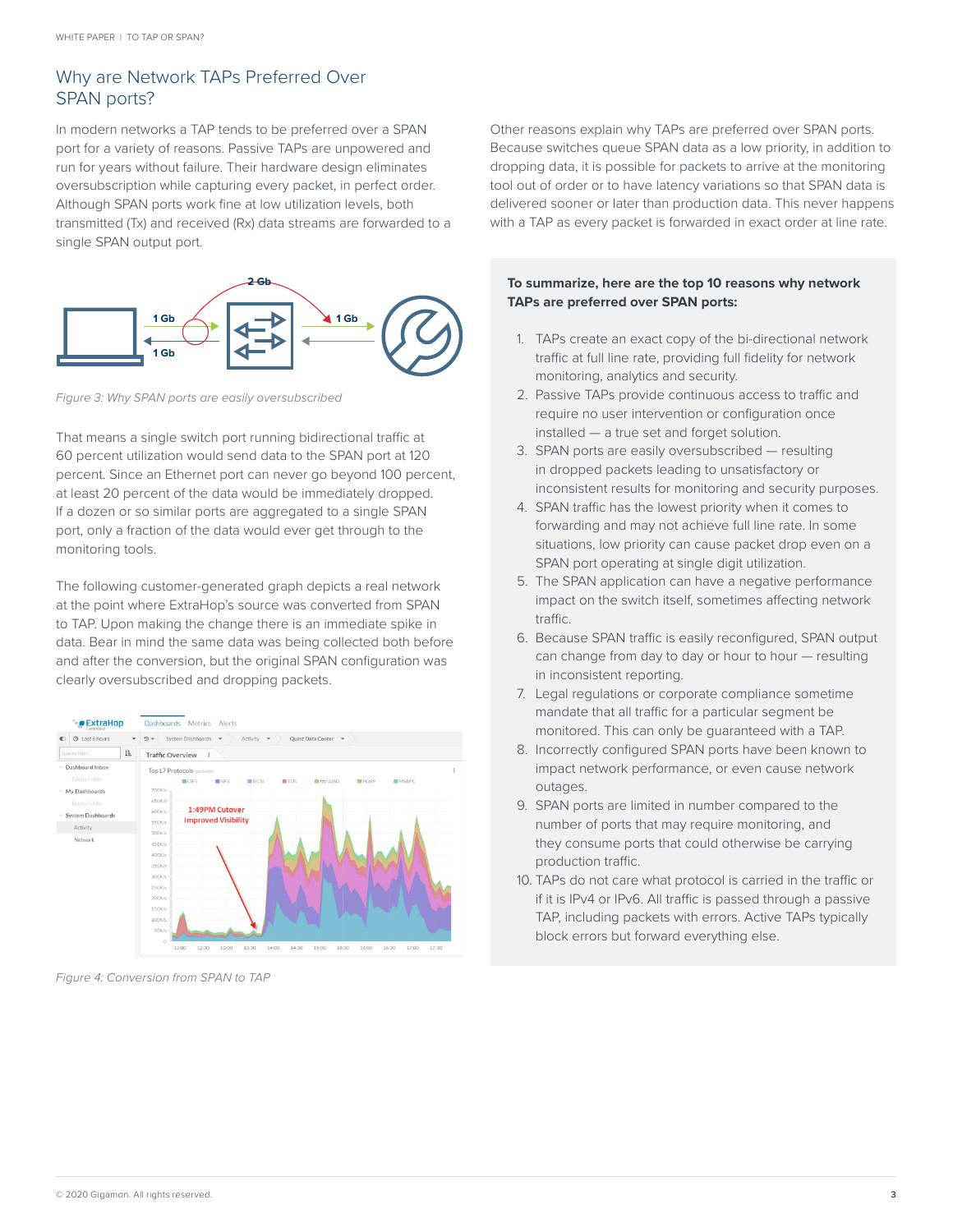## Why are Network TAPs Preferred Over SPAN ports?

In modern networks a TAP tends to be preferred over a SPAN port for a variety of reasons. Passive TAPs are unpowered and run for years without failure. Their hardware design eliminates oversubscription while capturing every packet, in perfect order. Although SPAN ports work fine at low utilization levels, both transmitted (Tx) and received (Rx) data streams are forwarded to a single SPAN output port.

*Figure 3: Why SPAN ports are easily oversubscribed*

That means a single switch port running bidirectional traffic at 60 percent utilization would send data to the SPAN port at 120 percent. Since an Ethernet port can never go beyond 100 percent, at least 20 percent of the data would be immediately dropped. If a dozen or so similar ports are aggregated to a single SPAN port, only a fraction of the data would ever get through to the monitoring tools.

The following customer-generated graph depicts a real network at the point where ExtraHop's source was converted from SPAN to TAP. Upon making the change there is an immediate spike in data. Bear in mind the same data was being collected both before and after the conversion, but the original SPAN configuration was clearly oversubscribed and dropping packets.

*Figure 4: Conversion from SPAN to TAP*

Other reasons explain why TAPs are preferred over SPAN ports. Because switches queue SPAN data as a low priority, in addition to dropping data, it is possible for packets to arrive at the monitoring tool out of order or to have latency variations so that SPAN data is delivered sooner or later than production data. This never happens with a TAP as every packet is forwarded in exact order at line rate.

**To summarize, here are the top 10 reasons why network TAPs are preferred over SPAN ports:**

1. TAPs create an exact copy of the bi-directional network traffic at full line rate, providing full fidelity for network monitoring, analytics and security.
2. Passive TAPs provide continuous access to traffic and require no user intervention or configuration once installed — a true set and forget solution.
3. SPAN ports are easily oversubscribed — resulting in dropped packets leading to unsatisfactory or inconsistent results for monitoring and security purposes.
4. SPAN traffic has the lowest priority when it comes to forwarding and may not achieve full line rate. In some situations, low priority can cause packet drop even on a SPAN port operating at single digit utilization.
5. The SPAN application can have a negative performance impact on the switch itself, sometimes affecting network traffic.
6. Because SPAN traffic is easily reconfigured, SPAN output can change from day to day or hour to hour — resulting in inconsistent reporting.
7. Legal regulations or corporate compliance sometime mandate that all traffic for a particular segment be monitored. This can only be guaranteed with a TAP.
8. Incorrectly configured SPAN ports have been known to impact network performance, or even cause network outages.
9. SPAN ports are limited in number compared to the number of ports that may require monitoring, and they consume ports that could otherwise be carrying production traffic.
10. TAPs do not care what protocol is carried in the traffic or if it is IPv4 or IPv6. All traffic is passed through a passive TAP, including packets with errors. Active TAPs typically block errors but forward everything else.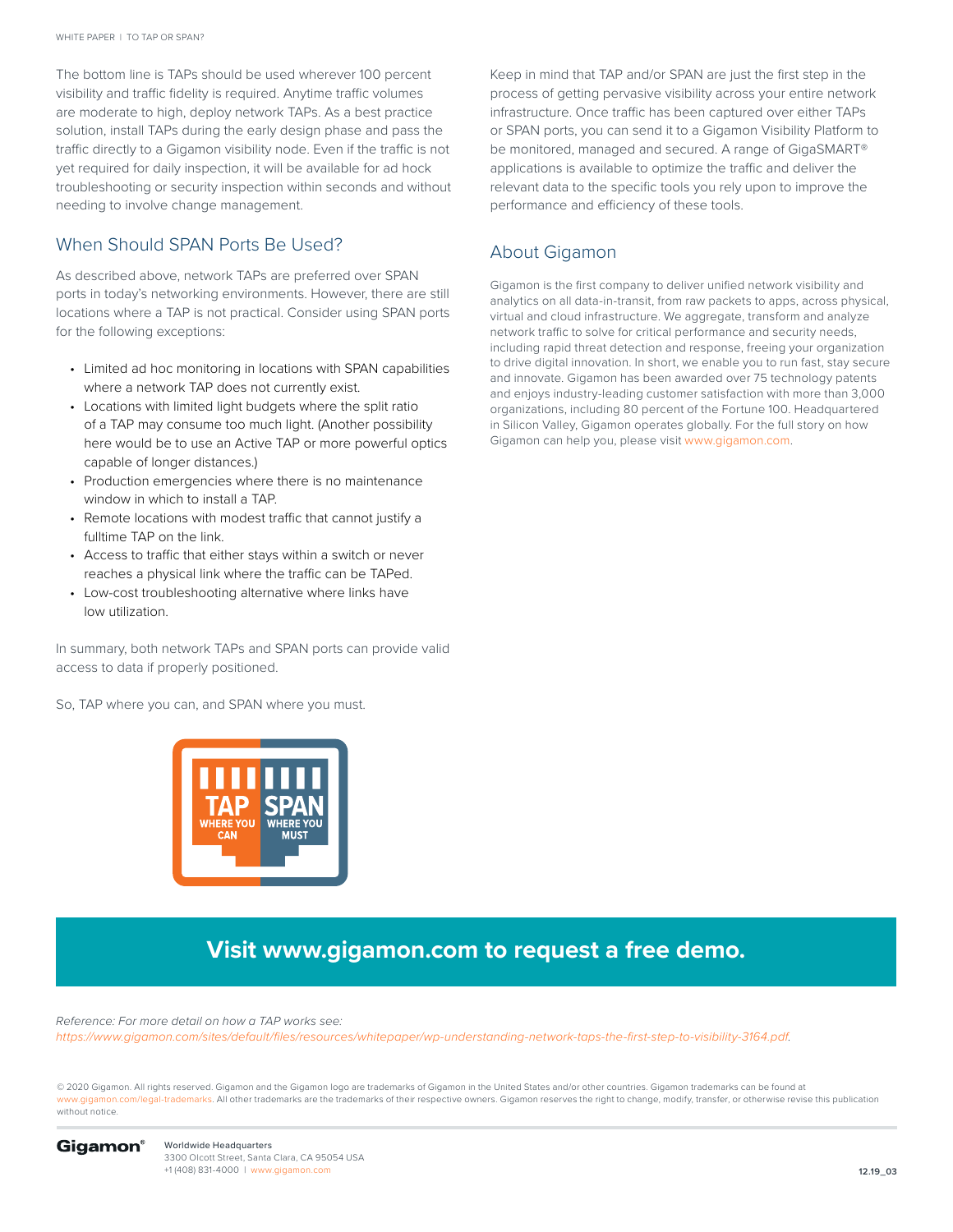The bottom line is TAPs should be used wherever 100 percent visibility and traffic fidelity is required. Anytime traffic volumes are moderate to high, deploy network TAPs. As a best practice solution, install TAPs during the early design phase and pass the traffic directly to a Gigamon visibility node. Even if the traffic is not yet required for daily inspection, it will be available for ad hock troubleshooting or security inspection within seconds and without needing to involve change management.

## When Should SPAN Ports Be Used?

As described above, network TAPs are preferred over SPAN ports in today's networking environments. However, there are still locations where a TAP is not practical. Consider using SPAN ports for the following exceptions:

- Limited ad hoc monitoring in locations with SPAN capabilities where a network TAP does not currently exist.
- Locations with limited light budgets where the split ratio of a TAP may consume too much light. (Another possibility here would be to use an Active TAP or more powerful optics capable of longer distances.)
- Production emergencies where there is no maintenance window in which to install a TAP.
- Remote locations with modest traffic that cannot justify a fulltime TAP on the link.
- Access to traffic that either stays within a switch or never reaches a physical link where the traffic can be TAPed.
- Low-cost troubleshooting alternative where links have low utilization.

In summary, both network TAPs and SPAN ports can provide valid access to data if properly positioned.

So, TAP where you can, and SPAN where you must.

TAP WHERE YOU CAN SPAN WHERE YOU MUST

Keep in mind that TAP and/or SPAN are just the first step in the process of getting pervasive visibility across your entire network infrastructure. Once traffic has been captured over either TAPs or SPAN ports, you can send it to a Gigamon Visibility Platform to be monitored, managed and secured. A range of GigaSMART® applications is available to optimize the traffic and deliver the relevant data to the specific tools you rely upon to improve the performance and efficiency of these tools.

## About Gigamon

Gigamon is the first company to deliver unified network visibility and analytics on all data-in-transit, from raw packets to apps, across physical, virtual and cloud infrastructure. We aggregate, transform and analyze network traffic to solve for critical performance and security needs, including rapid threat detection and response, freeing your organization to drive digital innovation. In short, we enable you to run fast, stay secure and innovate. Gigamon has been awarded over 75 technology patents and enjoys industry-leading customer satisfaction with more than 3,000 organizations, including 80 percent of the Fortune 100. Headquartered in Silicon Valley, Gigamon operates globally. For the full story on how Gigamon can help you, please visit www.gigamon.com.

**Visit www.gigamon.com to request a free demo.**

*Reference: For more detail on how a TAP works see:*
*https://www.gigamon.com/sites/default/files/resources/whitepaper/wp-understanding-network-taps-the-first-step-to-visibility-3164.pdf.*

© 2020 Gigamon. All rights reserved. Gigamon and the Gigamon logo are trademarks of Gigamon in the United States and/or other countries. Gigamon trademarks can be found at www.gigamon.com/legal-trademarks. All other trademarks are the trademarks of their respective owners. Gigamon reserves the right to change, modify, transfer, or otherwise revise this publication without notice.

Gigamon®

Worldwide Headquarters
3300 Olcott Street, Santa Clara, CA 95054 USA
+1 (408) 831-4000 | www.gigamon.com

12.19_03